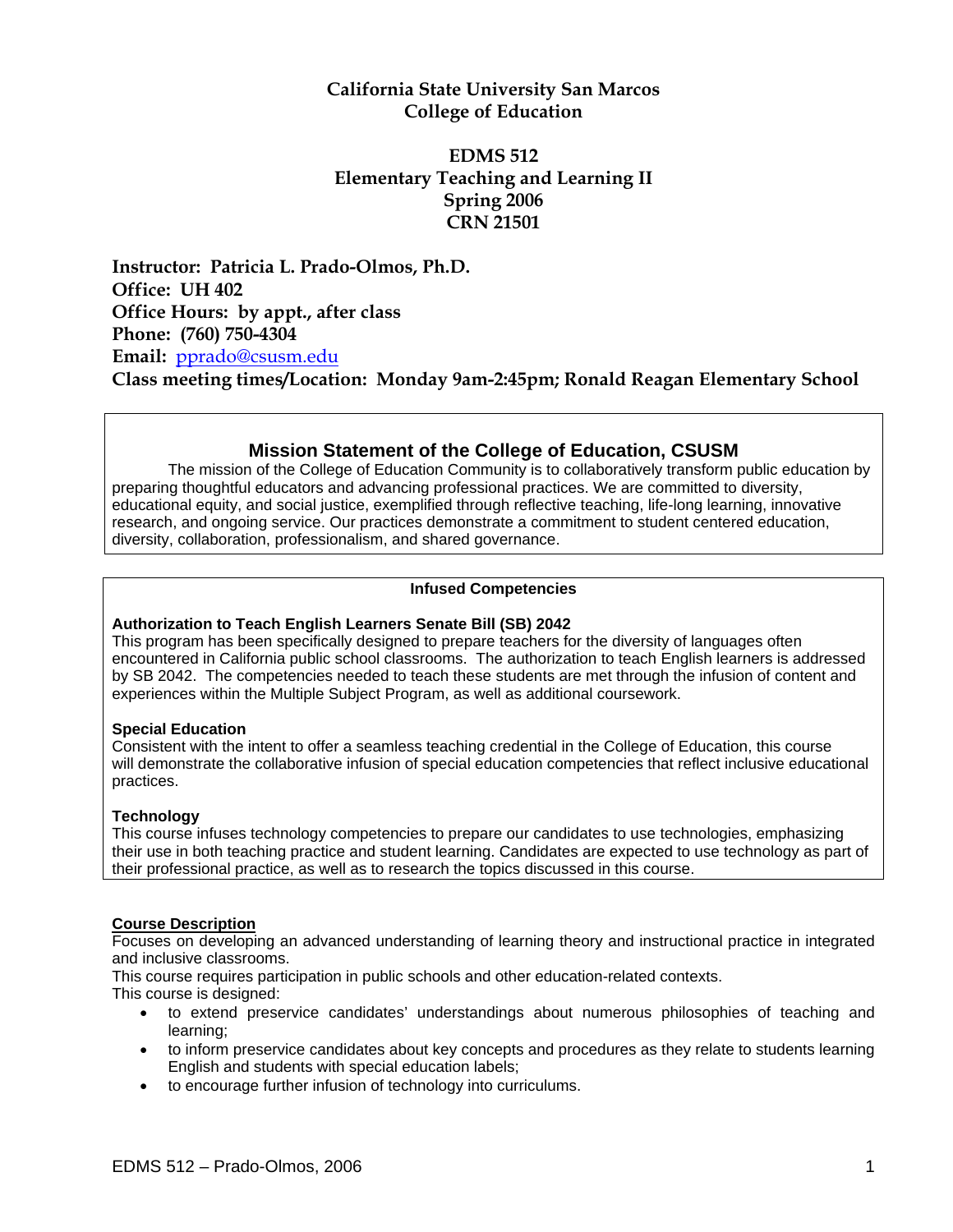# California State University San Marcos
# College of Education

## EDMS 512
## Elementary Teaching and Learning II
## Spring 2006
## CRN 21501

**Instructor: Patricia L. Prado-Olmos, Ph.D.**
**Office: UH 402**
**Office Hours: by appt., after class**
**Phone: (760) 750-4304**
**Email: pprado@csusm.edu**
**Class meeting times/Location: Monday 9am-2:45pm; Ronald Reagan Elementary School**

## Mission Statement of the College of Education, CSUSM

The mission of the College of Education Community is to collaboratively transform public education by preparing thoughtful educators and advancing professional practices. We are committed to diversity, educational equity, and social justice, exemplified through reflective teaching, life-long learning, innovative research, and ongoing service. Our practices demonstrate a commitment to student centered education, diversity, collaboration, professionalism, and shared governance.

### Infused Competencies

**Authorization to Teach English Learners Senate Bill (SB) 2042**
This program has been specifically designed to prepare teachers for the diversity of languages often encountered in California public school classrooms. The authorization to teach English learners is addressed by SB 2042. The competencies needed to teach these students are met through the infusion of content and experiences within the Multiple Subject Program, as well as additional coursework.

**Special Education**
Consistent with the intent to offer a seamless teaching credential in the College of Education, this course will demonstrate the collaborative infusion of special education competencies that reflect inclusive educational practices.

**Technology**
This course infuses technology competencies to prepare our candidates to use technologies, emphasizing their use in both teaching practice and student learning. Candidates are expected to use technology as part of their professional practice, as well as to research the topics discussed in this course.

**Course Description**

Focuses on developing an advanced understanding of learning theory and instructional practice in integrated and inclusive classrooms.
This course requires participation in public schools and other education-related contexts.
This course is designed:

- to extend preservice candidates' understandings about numerous philosophies of teaching and learning;
- to inform preservice candidates about key concepts and procedures as they relate to students learning English and students with special education labels;
- to encourage further infusion of technology into curriculums.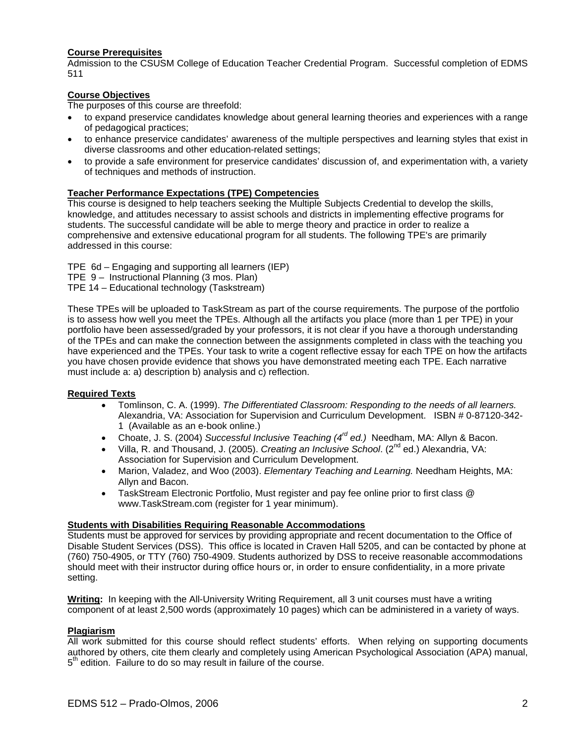**Course Prerequisites**
Admission to the CSUSM College of Education Teacher Credential Program. Successful completion of EDMS 511

**Course Objectives**
The purposes of this course are threefold:

- to expand preservice candidates knowledge about general learning theories and experiences with a range of pedagogical practices;
- to enhance preservice candidates' awareness of the multiple perspectives and learning styles that exist in diverse classrooms and other education-related settings;
- to provide a safe environment for preservice candidates' discussion of, and experimentation with, a variety of techniques and methods of instruction.

**Teacher Performance Expectations (TPE) Competencies**
This course is designed to help teachers seeking the Multiple Subjects Credential to develop the skills, knowledge, and attitudes necessary to assist schools and districts in implementing effective programs for students. The successful candidate will be able to merge theory and practice in order to realize a comprehensive and extensive educational program for all students. The following TPE's are primarily addressed in this course:

TPE 6d – Engaging and supporting all learners (IEP)
TPE 9 – Instructional Planning (3 mos. Plan)
TPE 14 – Educational technology (Taskstream)

These TPEs will be uploaded to TaskStream as part of the course requirements. The purpose of the portfolio is to assess how well you meet the TPEs. Although all the artifacts you place (more than 1 per TPE) in your portfolio have been assessed/graded by your professors, it is not clear if you have a thorough understanding of the TPEs and can make the connection between the assignments completed in class with the teaching you have experienced and the TPEs. Your task to write a cogent reflective essay for each TPE on how the artifacts you have chosen provide evidence that shows you have demonstrated meeting each TPE. Each narrative must include a: a) description b) analysis and c) reflection.

**Required Texts**

- Tomlinson, C. A. (1999). *The Differentiated Classroom: Responding to the needs of all learners.* Alexandria, VA: Association for Supervision and Curriculum Development. ISBN # 0-87120-342-1 (Available as an e-book online.)
- Choate, J. S. (2004) *Successful Inclusive Teaching (4th ed.)* Needham, MA: Allyn & Bacon.
- Villa, R. and Thousand, J. (2005). *Creating an Inclusive School*. (2nd ed.) Alexandria, VA: Association for Supervision and Curriculum Development.
- Marion, Valadez, and Woo (2003). *Elementary Teaching and Learning.* Needham Heights, MA: Allyn and Bacon.
- TaskStream Electronic Portfolio, Must register and pay fee online prior to first class @ www.TaskStream.com (register for 1 year minimum).

**Students with Disabilities Requiring Reasonable Accommodations**
Students must be approved for services by providing appropriate and recent documentation to the Office of Disable Student Services (DSS). This office is located in Craven Hall 5205, and can be contacted by phone at (760) 750-4905, or TTY (760) 750-4909. Students authorized by DSS to receive reasonable accommodations should meet with their instructor during office hours or, in order to ensure confidentiality, in a more private setting.

**Writing:** In keeping with the All-University Writing Requirement, all 3 unit courses must have a writing component of at least 2,500 words (approximately 10 pages) which can be administered in a variety of ways.

**Plagiarism**
All work submitted for this course should reflect students' efforts. When relying on supporting documents authored by others, cite them clearly and completely using American Psychological Association (APA) manual, 5th edition. Failure to do so may result in failure of the course.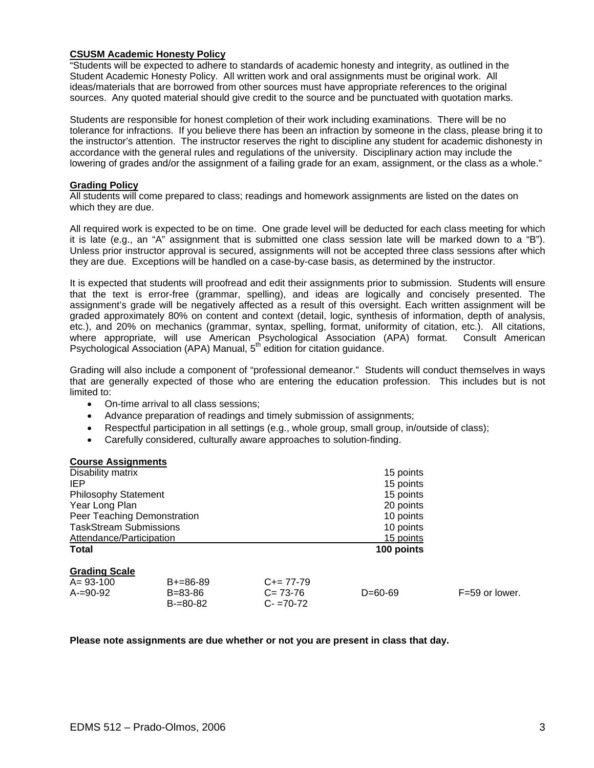**CSUSM Academic Honesty Policy**

"Students will be expected to adhere to standards of academic honesty and integrity, as outlined in the Student Academic Honesty Policy. All written work and oral assignments must be original work. All ideas/materials that are borrowed from other sources must have appropriate references to the original sources. Any quoted material should give credit to the source and be punctuated with quotation marks.

Students are responsible for honest completion of their work including examinations. There will be no tolerance for infractions. If you believe there has been an infraction by someone in the class, please bring it to the instructor's attention. The instructor reserves the right to discipline any student for academic dishonesty in accordance with the general rules and regulations of the university. Disciplinary action may include the lowering of grades and/or the assignment of a failing grade for an exam, assignment, or the class as a whole."

**Grading Policy**

All students will come prepared to class; readings and homework assignments are listed on the dates on which they are due.

All required work is expected to be on time. One grade level will be deducted for each class meeting for which it is late (e.g., an "A" assignment that is submitted one class session late will be marked down to a "B"). Unless prior instructor approval is secured, assignments will not be accepted three class sessions after which they are due. Exceptions will be handled on a case-by-case basis, as determined by the instructor.

It is expected that students will proofread and edit their assignments prior to submission. Students will ensure that the text is error-free (grammar, spelling), and ideas are logically and concisely presented. The assignment's grade will be negatively affected as a result of this oversight. Each written assignment will be graded approximately 80% on content and context (detail, logic, synthesis of information, depth of analysis, etc.), and 20% on mechanics (grammar, syntax, spelling, format, uniformity of citation, etc.). All citations, where appropriate, will use American Psychological Association (APA) format. Consult American Psychological Association (APA) Manual, 5th edition for citation guidance.

Grading will also include a component of "professional demeanor." Students will conduct themselves in ways that are generally expected of those who are entering the education profession. This includes but is not limited to:

- On-time arrival to all class sessions;
- Advance preparation of readings and timely submission of assignments;
- Respectful participation in all settings (e.g., whole group, small group, in/outside of class);
- Carefully considered, culturally aware approaches to solution-finding.

**Course Assignments**

| | |
|---|---|
| Disability matrix | 15 points |
| IEP | 15 points |
| Philosophy Statement | 15 points |
| Year Long Plan | 20 points |
| Peer Teaching Demonstration | 10 points |
| TaskStream Submissions | 10 points |
| Attendance/Participation | 15 points |
| **Total** | **100 points** |

**Grading Scale**

| | | | | |
|---|---|---|---|---|
| A= 93-100 | B+=86-89 | C+= 77-79 | | |
| A-=90-92 | B=83-86 | C= 73-76 | D=60-69 | F=59 or lower. |
| | B-=80-82 | C- =70-72 | | |

**Please note assignments are due whether or not you are present in class that day.**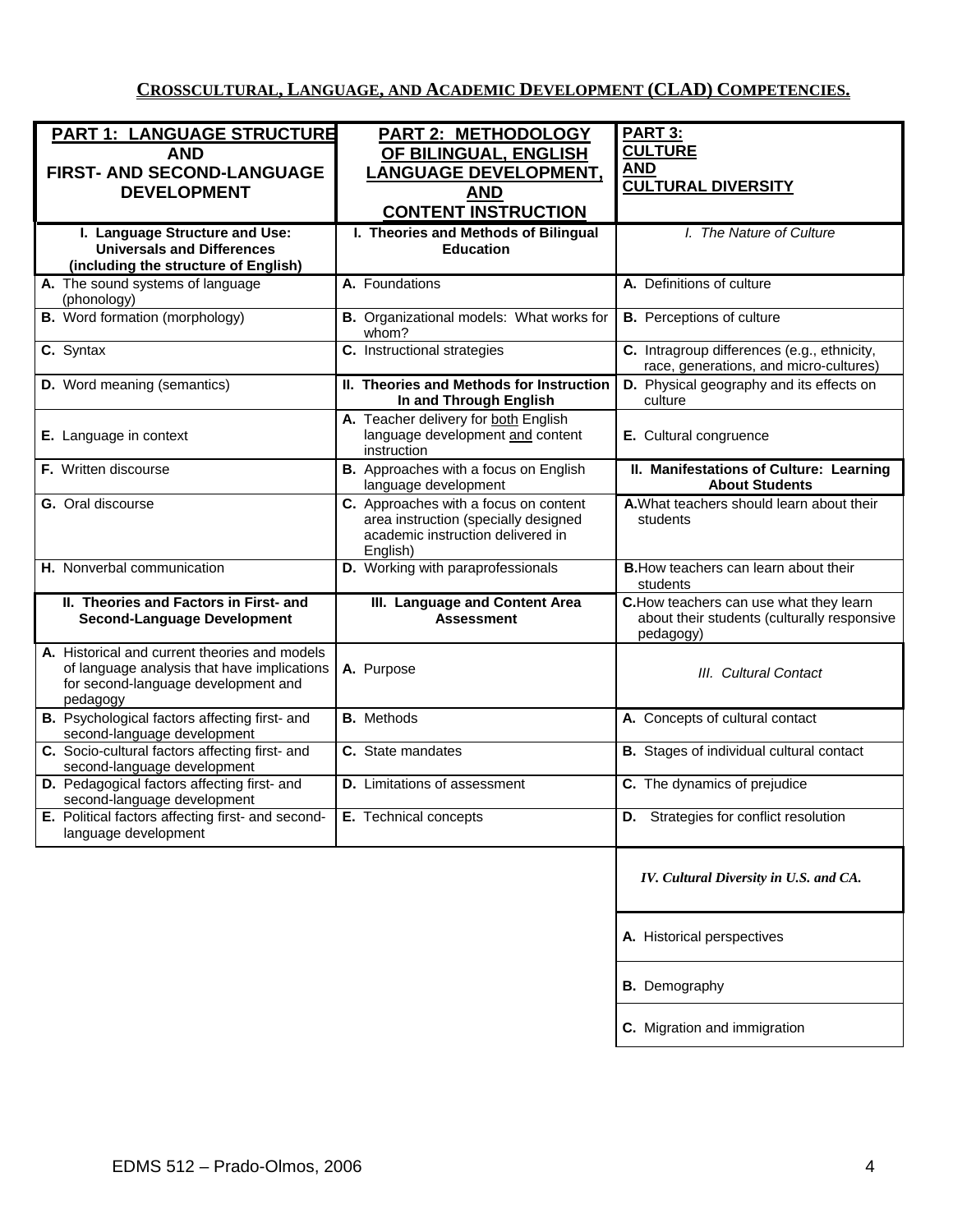## CROSSCULTURAL, LANGUAGE, AND ACADEMIC DEVELOPMENT (CLAD) COMPETENCIES.

| PART 1: LANGUAGE STRUCTURE AND FIRST- AND SECOND-LANGUAGE DEVELOPMENT | PART 2: METHODOLOGY OF BILINGUAL, ENGLISH LANGUAGE DEVELOPMENT, AND CONTENT INSTRUCTION | PART 3: CULTURE AND CULTURAL DIVERSITY |
|---|---|---|
| **I. Language Structure and Use: Universals and Differences (including the structure of English)** | **I. Theories and Methods of Bilingual Education** | *I. The Nature of Culture* |
| **A.** The sound systems of language (phonology) | **A.** Foundations | **A.** Definitions of culture |
| **B.** Word formation (morphology) | **B.** Organizational models: What works for whom? | **B.** Perceptions of culture |
| **C.** Syntax | **C.** Instructional strategies | **C.** Intragroup differences (e.g., ethnicity, race, generations, and micro-cultures) |
| **D.** Word meaning (semantics) | **II. Theories and Methods for Instruction In and Through English** | **D.** Physical geography and its effects on culture |
| **E.** Language in context | **A.** Teacher delivery for both English language development and content instruction | **E.** Cultural congruence |
| **F.** Written discourse | **B.** Approaches with a focus on English language development | **II. Manifestations of Culture: Learning About Students** |
| **G.** Oral discourse | **C.** Approaches with a focus on content area instruction (specially designed academic instruction delivered in English) | **A.** What teachers should learn about their students |
| **H.** Nonverbal communication | **D.** Working with paraprofessionals | **B.** How teachers can learn about their students |
| **II. Theories and Factors in First- and Second-Language Development** | **III. Language and Content Area Assessment** | **C.** How teachers can use what they learn about their students (culturally responsive pedagogy) |
| **A.** Historical and current theories and models of language analysis that have implications for second-language development and pedagogy | **A.** Purpose | *III. Cultural Contact* |
| **B.** Psychological factors affecting first- and second-language development | **B.** Methods | **A.** Concepts of cultural contact |
| **C.** Socio-cultural factors affecting first- and second-language development | **C.** State mandates | **B.** Stages of individual cultural contact |
| **D.** Pedagogical factors affecting first- and second-language development | **D.** Limitations of assessment | **C.** The dynamics of prejudice |
| **E.** Political factors affecting first- and second-language development | **E.** Technical concepts | **D.** Strategies for conflict resolution |
| | | ***IV. Cultural Diversity in U.S. and CA.*** |
| | | **A.** Historical perspectives |
| | | **B.** Demography |
| | | **C.** Migration and immigration |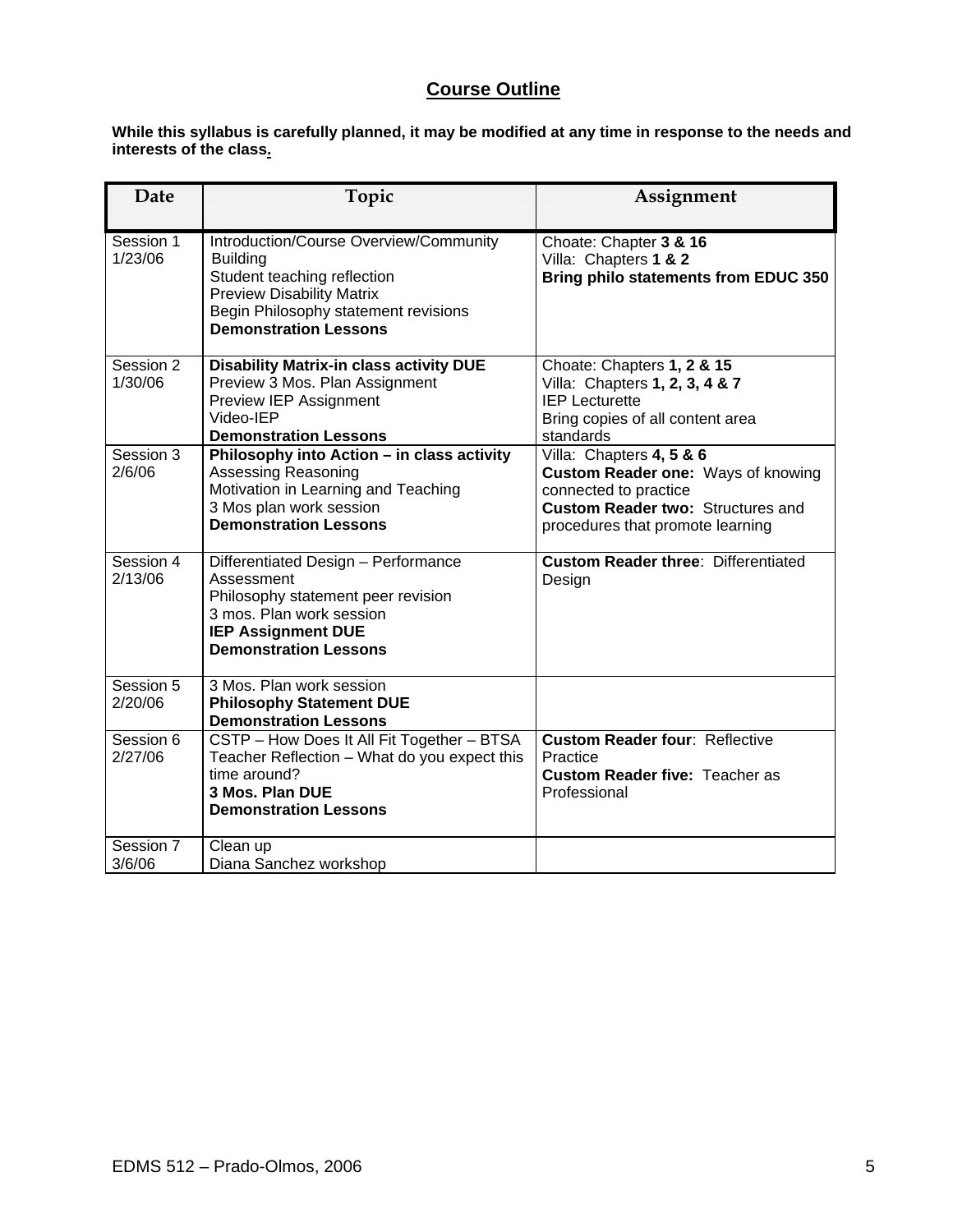# Course Outline

**While this syllabus is carefully planned, it may be modified at any time in response to the needs and interests of the class.**

| Date | Topic | Assignment |
|---|---|---|
| Session 1<br>1/23/06 | Introduction/Course Overview/Community Building<br>Student teaching reflection<br>Preview Disability Matrix<br>Begin Philosophy statement revisions<br>**Demonstration Lessons** | Choate: Chapter **3 & 16**<br>Villa: Chapters **1 & 2**<br>**Bring philo statements from EDUC 350** |
| Session 2<br>1/30/06 | **Disability Matrix-in class activity DUE**<br>Preview 3 Mos. Plan Assignment<br>Preview IEP Assignment<br>Video-IEP<br>**Demonstration Lessons** | Choate: Chapters **1, 2 & 15**<br>Villa: Chapters **1, 2, 3, 4 & 7**<br>IEP Lecturette<br>Bring copies of all content area standards |
| Session 3<br>2/6/06 | **Philosophy into Action – in class activity**<br>Assessing Reasoning<br>Motivation in Learning and Teaching<br>3 Mos plan work session<br>**Demonstration Lessons** | Villa: Chapters **4, 5 & 6**<br>**Custom Reader one:** Ways of knowing connected to practice<br>**Custom Reader two:** Structures and procedures that promote learning |
| Session 4<br>2/13/06 | Differentiated Design – Performance Assessment<br>Philosophy statement peer revision<br>3 mos. Plan work session<br>**IEP Assignment DUE**<br>**Demonstration Lessons** | **Custom Reader three**: Differentiated Design |
| Session 5<br>2/20/06 | 3 Mos. Plan work session<br>**Philosophy Statement DUE**<br>**Demonstration Lessons** | |
| Session 6<br>2/27/06 | CSTP – How Does It All Fit Together – BTSA<br>Teacher Reflection – What do you expect this time around?<br>**3 Mos. Plan DUE**<br>**Demonstration Lessons** | **Custom Reader four**: Reflective Practice<br>**Custom Reader five:** Teacher as Professional |
| Session 7<br>3/6/06 | Clean up<br>Diana Sanchez workshop | |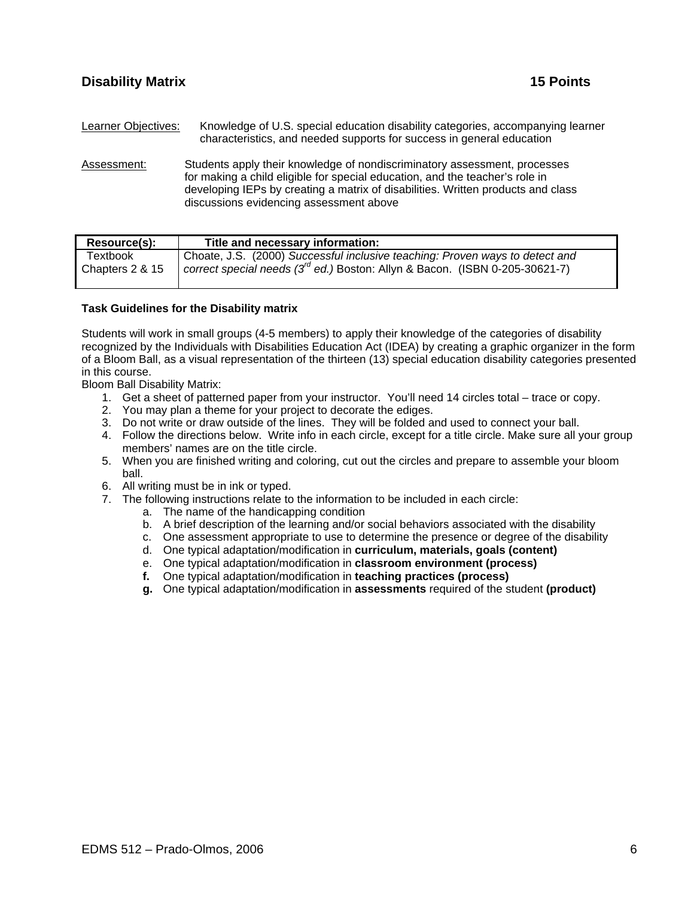## Disability Matrix 15 Points

Learner Objectives: Knowledge of U.S. special education disability categories, accompanying learner characteristics, and needed supports for success in general education

Assessment: Students apply their knowledge of nondiscriminatory assessment, processes for making a child eligible for special education, and the teacher's role in developing IEPs by creating a matrix of disabilities. Written products and class discussions evidencing assessment above

| Resource(s): | Title and necessary information: |
|---|---|
| Textbook Chapters 2 & 15 | Choate, J.S. (2000) *Successful inclusive teaching: Proven ways to detect and correct special needs (3rd ed.)* Boston: Allyn & Bacon. (ISBN 0-205-30621-7) |

**Task Guidelines for the Disability matrix**

Students will work in small groups (4-5 members) to apply their knowledge of the categories of disability recognized by the Individuals with Disabilities Education Act (IDEA) by creating a graphic organizer in the form of a Bloom Ball, as a visual representation of the thirteen (13) special education disability categories presented in this course.

Bloom Ball Disability Matrix:

1. Get a sheet of patterned paper from your instructor. You'll need 14 circles total – trace or copy.
2. You may plan a theme for your project to decorate the ediges.
3. Do not write or draw outside of the lines. They will be folded and used to connect your ball.
4. Follow the directions below. Write info in each circle, except for a title circle. Make sure all your group members' names are on the title circle.
5. When you are finished writing and coloring, cut out the circles and prepare to assemble your bloom ball.
6. All writing must be in ink or typed.
7. The following instructions relate to the information to be included in each circle:
    a. The name of the handicapping condition
    b. A brief description of the learning and/or social behaviors associated with the disability
    c. One assessment appropriate to use to determine the presence or degree of the disability
    d. One typical adaptation/modification in **curriculum, materials, goals (content)**
    e. One typical adaptation/modification in **classroom environment (process)**
    f. One typical adaptation/modification in **teaching practices (process)**
    g. One typical adaptation/modification in **assessments** required of the student **(product)**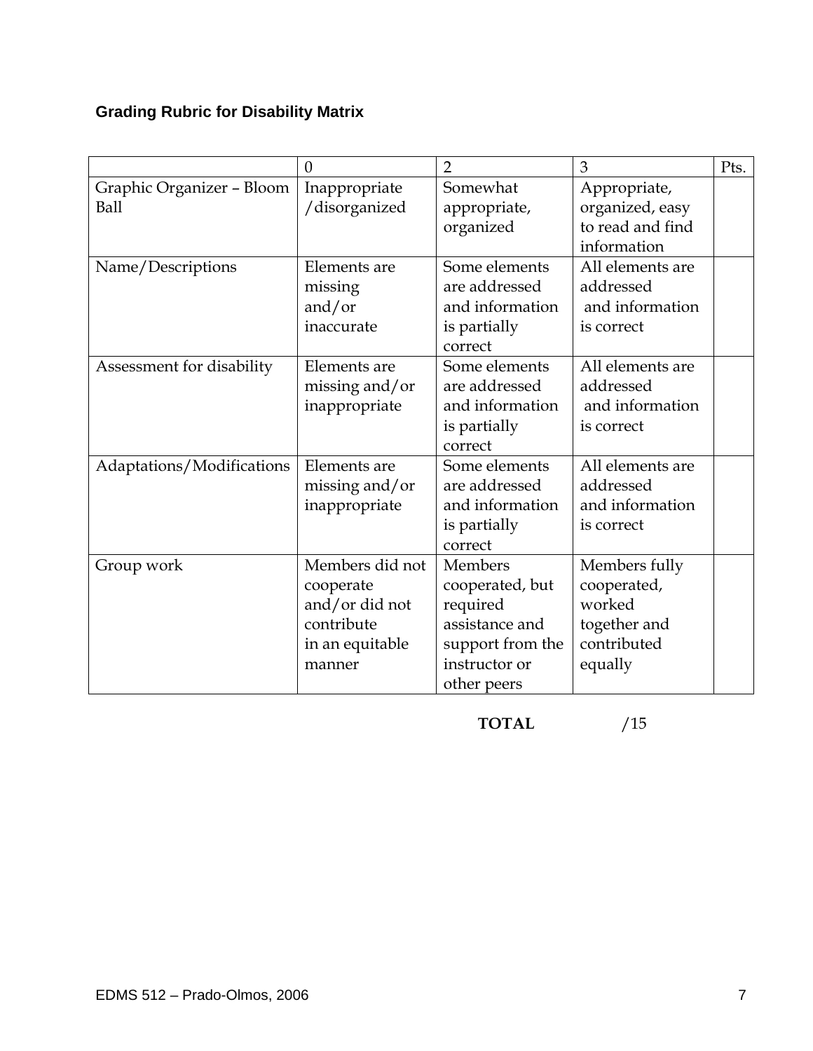## Grading Rubric for Disability Matrix

| | 0 | 2 | 3 | Pts. |
|---|---|---|---|---|
| Graphic Organizer – Bloom Ball | Inappropriate /disorganized | Somewhat appropriate, organized | Appropriate, organized, easy to read and find information | |
| Name/Descriptions | Elements are missing and/or inaccurate | Some elements are addressed and information is partially correct | All elements are addressed and information is correct | |
| Assessment for disability | Elements are missing and/or inappropriate | Some elements are addressed and information is partially correct | All elements are addressed and information is correct | |
| Adaptations/Modifications | Elements are missing and/or inappropriate | Some elements are addressed and information is partially correct | All elements are addressed and information is correct | |
| Group work | Members did not cooperate and/or did not contribute in an equitable manner | Members cooperated, but required assistance and support from the instructor or other peers | Members fully cooperated, worked together and contributed equally | |

**TOTAL** /15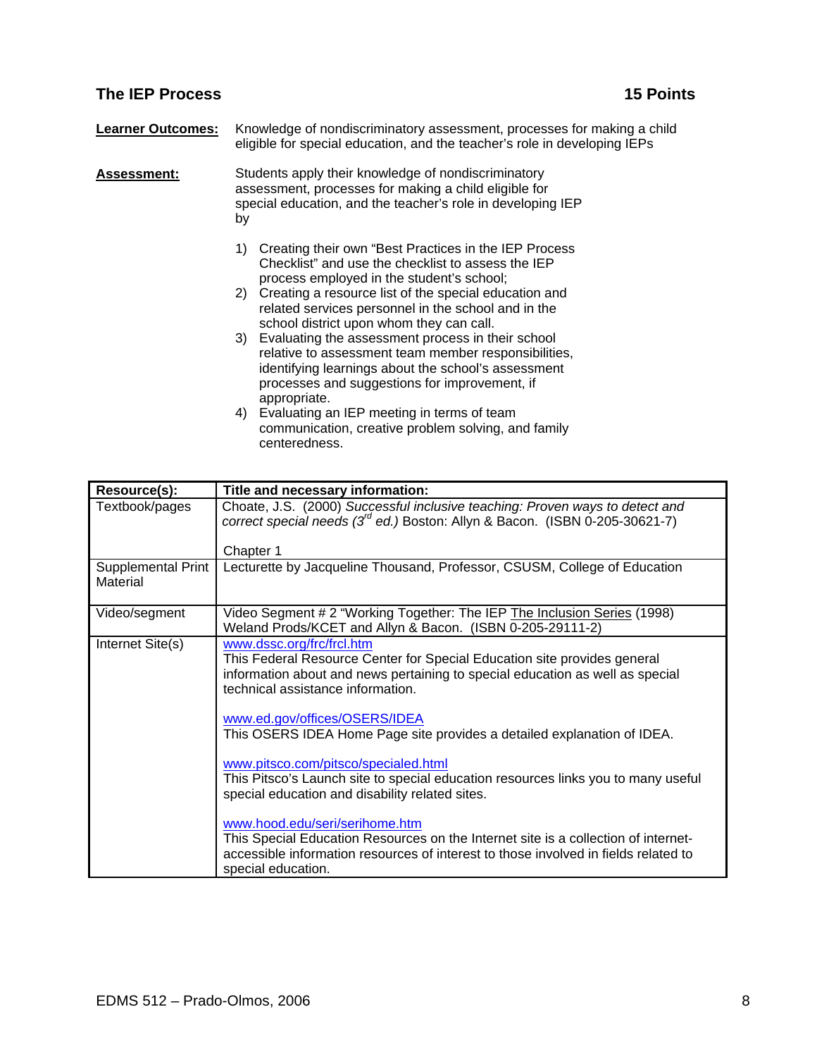## The IEP Process — 15 Points

**Learner Outcomes:** Knowledge of nondiscriminatory assessment, processes for making a child eligible for special education, and the teacher's role in developing IEPs

**Assessment:** Students apply their knowledge of nondiscriminatory assessment, processes for making a child eligible for special education, and the teacher's role in developing IEP by

1) Creating their own "Best Practices in the IEP Process Checklist" and use the checklist to assess the IEP process employed in the student's school;
2) Creating a resource list of the special education and related services personnel in the school and in the school district upon whom they can call.
3) Evaluating the assessment process in their school relative to assessment team member responsibilities, identifying learnings about the school's assessment processes and suggestions for improvement, if appropriate.
4) Evaluating an IEP meeting in terms of team communication, creative problem solving, and family centeredness.

| Resource(s): | Title and necessary information: |
|---|---|
| Textbook/pages | Choate, J.S. (2000) *Successful inclusive teaching: Proven ways to detect and correct special needs (3rd ed.)* Boston: Allyn & Bacon. (ISBN 0-205-30621-7)<br><br>Chapter 1 |
| Supplemental Print Material | Lecturette by Jacqueline Thousand, Professor, CSUSM, College of Education |
| Video/segment | Video Segment # 2 "Working Together: The IEP The Inclusion Series (1998) Weland Prods/KCET and Allyn & Bacon. (ISBN 0-205-29111-2) |
| Internet Site(s) | www.dssc.org/frc/frcl.htm<br>This Federal Resource Center for Special Education site provides general information about and news pertaining to special education as well as special technical assistance information.<br><br>www.ed.gov/offices/OSERS/IDEA<br>This OSERS IDEA Home Page site provides a detailed explanation of IDEA.<br><br>www.pitsco.com/pitsco/specialed.html<br>This Pitsco's Launch site to special education resources links you to many useful special education and disability related sites.<br><br>www.hood.edu/seri/serihome.htm<br>This Special Education Resources on the Internet site is a collection of internet-accessible information resources of interest to those involved in fields related to special education. |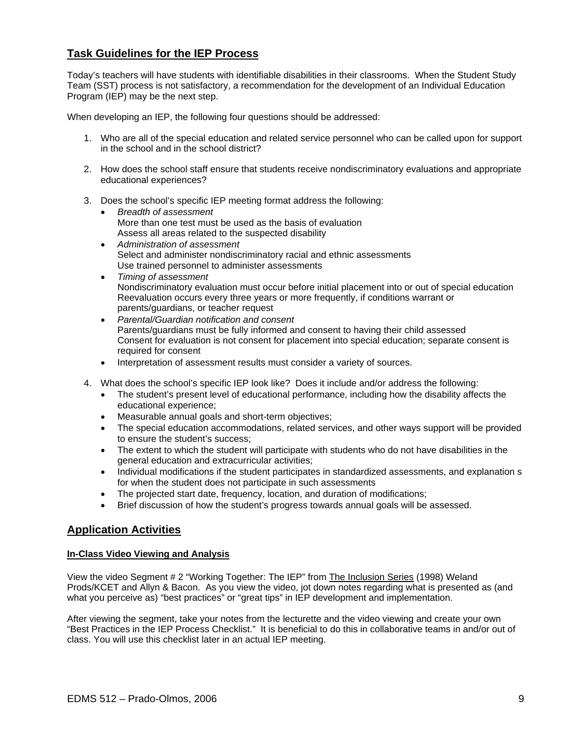## Task Guidelines for the IEP Process

Today's teachers will have students with identifiable disabilities in their classrooms. When the Student Study Team (SST) process is not satisfactory, a recommendation for the development of an Individual Education Program (IEP) may be the next step.

When developing an IEP, the following four questions should be addressed:

1. Who are all of the special education and related service personnel who can be called upon for support in the school and in the school district?

2. How does the school staff ensure that students receive nondiscriminatory evaluations and appropriate educational experiences?

3. Does the school's specific IEP meeting format address the following:
   - *Breadth of assessment*
     More than one test must be used as the basis of evaluation
     Assess all areas related to the suspected disability
   - *Administration of assessment*
     Select and administer nondiscriminatory racial and ethnic assessments
     Use trained personnel to administer assessments
   - *Timing of assessment*
     Nondiscriminatory evaluation must occur before initial placement into or out of special education
     Reevaluation occurs every three years or more frequently, if conditions warrant or parents/guardians, or teacher request
   - *Parental/Guardian notification and consent*
     Parents/guardians must be fully informed and consent to having their child assessed
     Consent for evaluation is not consent for placement into special education; separate consent is required for consent
   - Interpretation of assessment results must consider a variety of sources.

4. What does the school's specific IEP look like? Does it include and/or address the following:
   - The student's present level of educational performance, including how the disability affects the educational experience;
   - Measurable annual goals and short-term objectives;
   - The special education accommodations, related services, and other ways support will be provided to ensure the student's success;
   - The extent to which the student will participate with students who do not have disabilities in the general education and extracurricular activities;
   - Individual modifications if the student participates in standardized assessments, and explanation s for when the student does not participate in such assessments
   - The projected start date, frequency, location, and duration of modifications;
   - Brief discussion of how the student's progress towards annual goals will be assessed.

## Application Activities

#### In-Class Video Viewing and Analysis

View the video Segment # 2 "Working Together: The IEP" from The Inclusion Series (1998) Weland Prods/KCET and Allyn & Bacon. As you view the video, jot down notes regarding what is presented as (and what you perceive as) "best practices" or "great tips" in IEP development and implementation.

After viewing the segment, take your notes from the lecturette and the video viewing and create your own "Best Practices in the IEP Process Checklist." It is beneficial to do this in collaborative teams in and/or out of class. You will use this checklist later in an actual IEP meeting.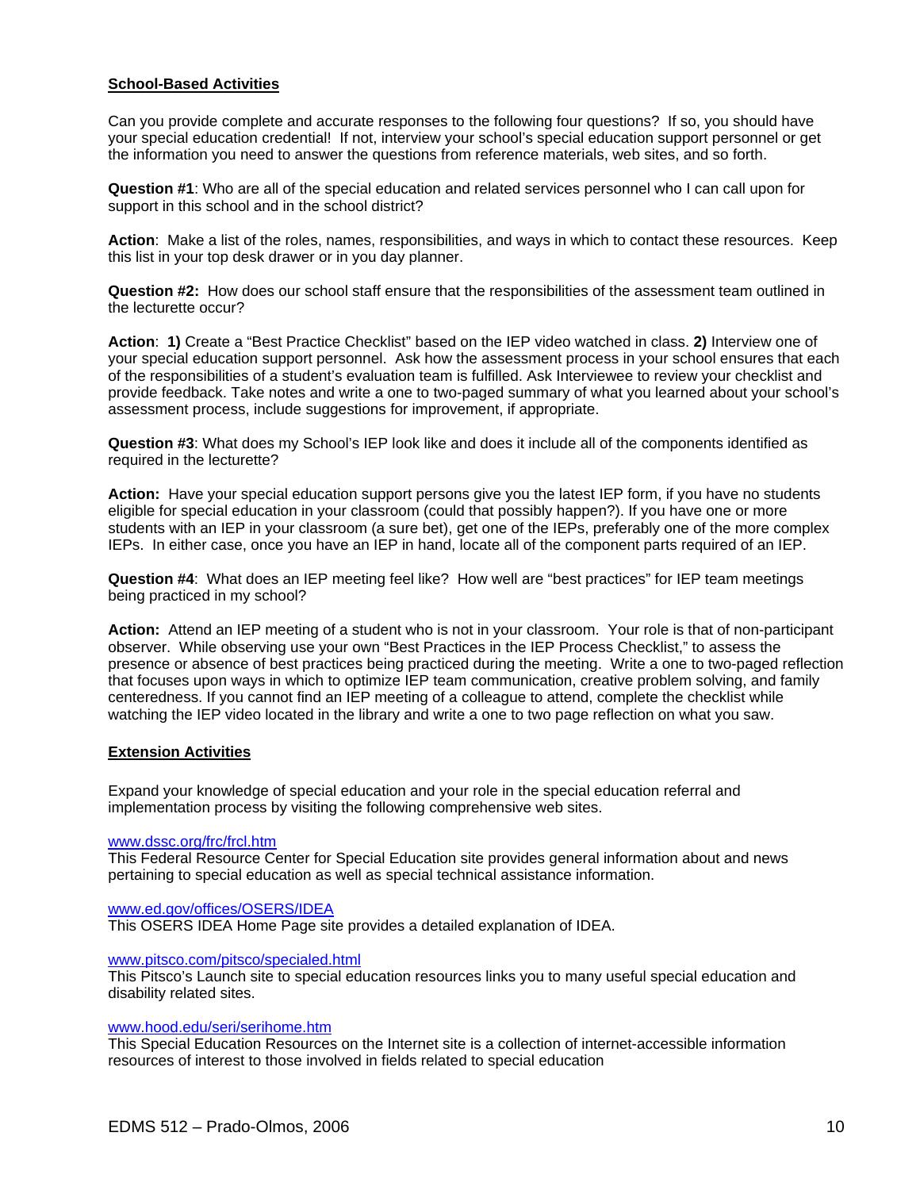**School-Based Activities**

Can you provide complete and accurate responses to the following four questions? If so, you should have your special education credential! If not, interview your school's special education support personnel or get the information you need to answer the questions from reference materials, web sites, and so forth.

**Question #1**: Who are all of the special education and related services personnel who I can call upon for support in this school and in the school district?

**Action**: Make a list of the roles, names, responsibilities, and ways in which to contact these resources. Keep this list in your top desk drawer or in you day planner.

**Question #2:** How does our school staff ensure that the responsibilities of the assessment team outlined in the lecturette occur?

**Action**: **1)** Create a "Best Practice Checklist" based on the IEP video watched in class. **2)** Interview one of your special education support personnel. Ask how the assessment process in your school ensures that each of the responsibilities of a student's evaluation team is fulfilled. Ask Interviewee to review your checklist and provide feedback. Take notes and write a one to two-paged summary of what you learned about your school's assessment process, include suggestions for improvement, if appropriate.

**Question #3**: What does my School's IEP look like and does it include all of the components identified as required in the lecturette?

**Action:** Have your special education support persons give you the latest IEP form, if you have no students eligible for special education in your classroom (could that possibly happen?). If you have one or more students with an IEP in your classroom (a sure bet), get one of the IEPs, preferably one of the more complex IEPs. In either case, once you have an IEP in hand, locate all of the component parts required of an IEP.

**Question #4**: What does an IEP meeting feel like? How well are "best practices" for IEP team meetings being practiced in my school?

**Action:** Attend an IEP meeting of a student who is not in your classroom. Your role is that of non-participant observer. While observing use your own "Best Practices in the IEP Process Checklist," to assess the presence or absence of best practices being practiced during the meeting. Write a one to two-paged reflection that focuses upon ways in which to optimize IEP team communication, creative problem solving, and family centeredness. If you cannot find an IEP meeting of a colleague to attend, complete the checklist while watching the IEP video located in the library and write a one to two page reflection on what you saw.

**Extension Activities**

Expand your knowledge of special education and your role in the special education referral and implementation process by visiting the following comprehensive web sites.

www.dssc.org/frc/frcl.htm
This Federal Resource Center for Special Education site provides general information about and news pertaining to special education as well as special technical assistance information.

www.ed.gov/offices/OSERS/IDEA
This OSERS IDEA Home Page site provides a detailed explanation of IDEA.

www.pitsco.com/pitsco/specialed.html
This Pitsco's Launch site to special education resources links you to many useful special education and disability related sites.

www.hood.edu/seri/serihome.htm
This Special Education Resources on the Internet site is a collection of internet-accessible information resources of interest to those involved in fields related to special education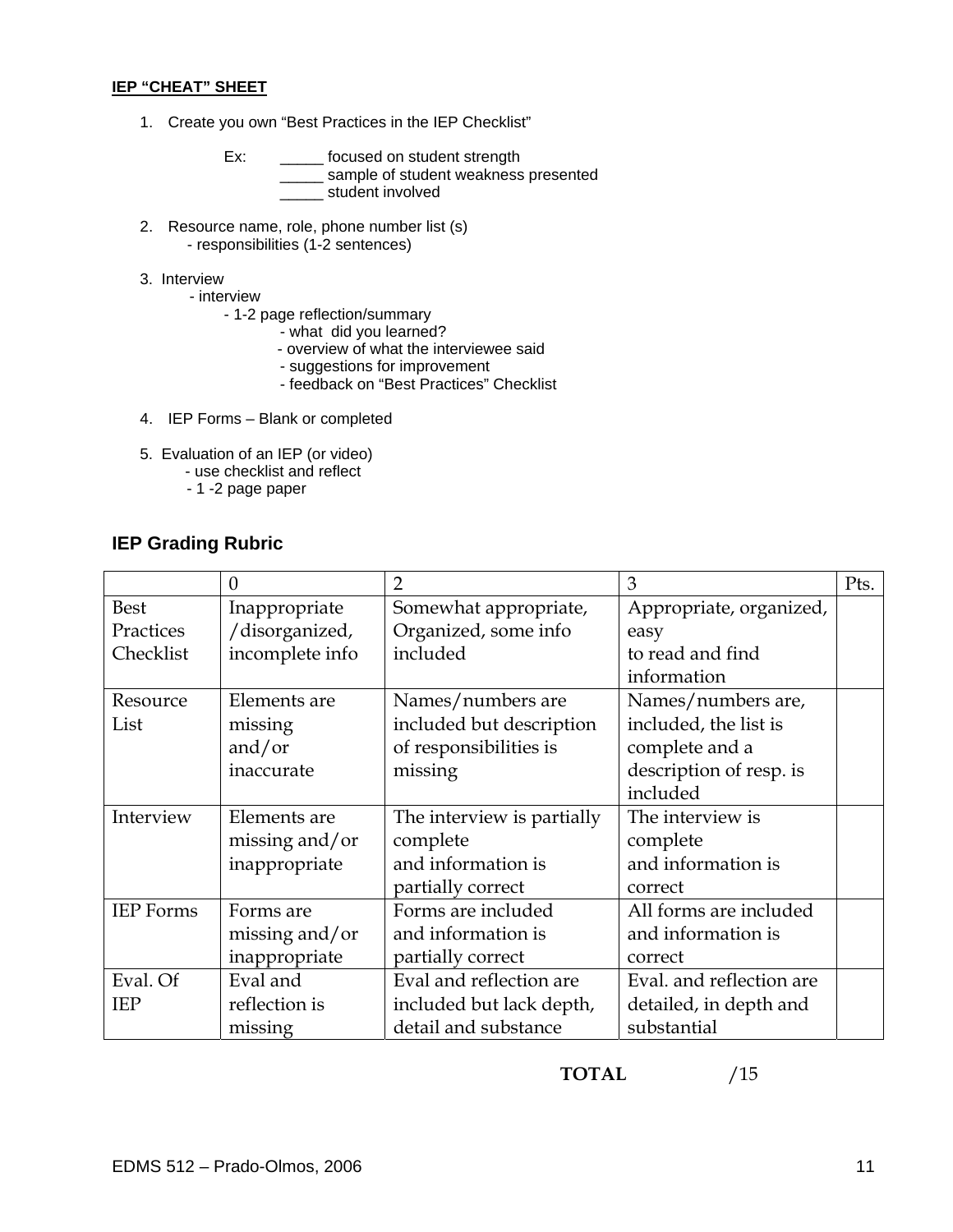**IEP "CHEAT" SHEET**

1. Create you own "Best Practices in the IEP Checklist"

   Ex: _____ focused on student strength
   _____ sample of student weakness presented
   _____ student involved

2. Resource name, role, phone number list (s)
   - responsibilities (1-2 sentences)

3. Interview
   - interview
     - 1-2 page reflection/summary
       - what did you learned?
       - overview of what the interviewee said
       - suggestions for improvement
       - feedback on "Best Practices" Checklist

4. IEP Forms – Blank or completed

5. Evaluation of an IEP (or video)
   - use checklist and reflect
   - 1 -2 page paper

## IEP Grading Rubric

| | 0 | 2 | 3 | Pts. |
|---|---|---|---|---|
| Best Practices Checklist | Inappropriate /disorganized, incomplete info | Somewhat appropriate, Organized, some info included | Appropriate, organized, easy to read and find information | |
| Resource List | Elements are missing and/or inaccurate | Names/numbers are included but description of responsibilities is missing | Names/numbers are, included, the list is complete and a description of resp. is included | |
| Interview | Elements are missing and/or inappropriate | The interview is partially complete and information is partially correct | The interview is complete and information is correct | |
| IEP Forms | Forms are missing and/or inappropriate | Forms are included and information is partially correct | All forms are included and information is correct | |
| Eval. Of IEP | Eval and reflection is missing | Eval and reflection are included but lack depth, detail and substance | Eval. and reflection are detailed, in depth and substantial | |

**TOTAL** /15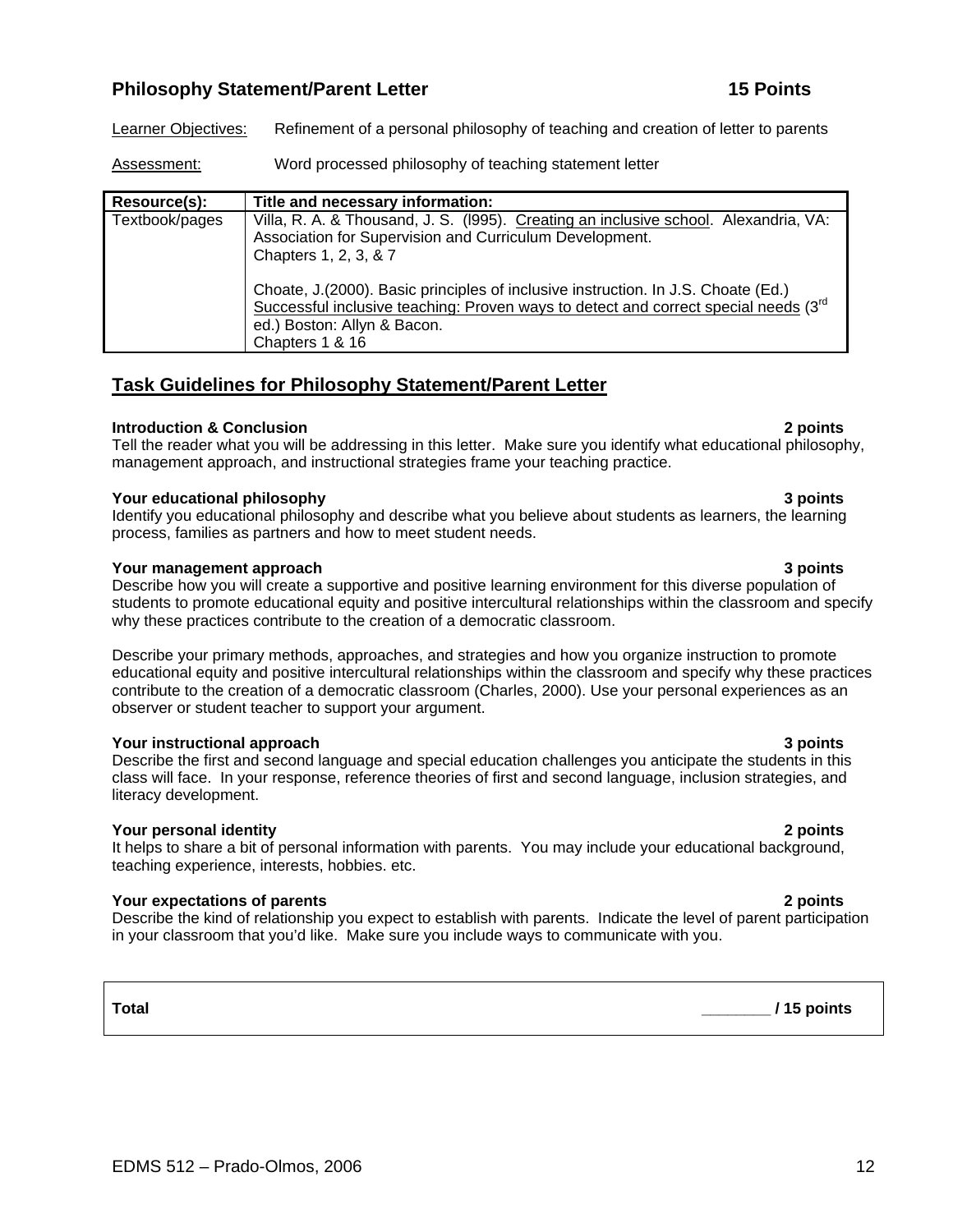### Philosophy Statement/Parent Letter 15 Points

Learner Objectives: Refinement of a personal philosophy of teaching and creation of letter to parents

Assessment: Word processed philosophy of teaching statement letter

| Resource(s): | Title and necessary information: |
|---|---|
| Textbook/pages | Villa, R. A. & Thousand, J. S. (l995). Creating an inclusive school. Alexandria, VA: Association for Supervision and Curriculum Development. Chapters 1, 2, 3, & 7<br><br>Choate, J.(2000). Basic principles of inclusive instruction. In J.S. Choate (Ed.) Successful inclusive teaching: Proven ways to detect and correct special needs (3rd ed.) Boston: Allyn & Bacon. Chapters 1 & 16 |

## Task Guidelines for Philosophy Statement/Parent Letter

**Introduction & Conclusion 2 points**
Tell the reader what you will be addressing in this letter. Make sure you identify what educational philosophy, management approach, and instructional strategies frame your teaching practice.

**Your educational philosophy 3 points**
Identify you educational philosophy and describe what you believe about students as learners, the learning process, families as partners and how to meet student needs.

**Your management approach 3 points**
Describe how you will create a supportive and positive learning environment for this diverse population of students to promote educational equity and positive intercultural relationships within the classroom and specify why these practices contribute to the creation of a democratic classroom.

Describe your primary methods, approaches, and strategies and how you organize instruction to promote educational equity and positive intercultural relationships within the classroom and specify why these practices contribute to the creation of a democratic classroom (Charles, 2000). Use your personal experiences as an observer or student teacher to support your argument.

**Your instructional approach 3 points**
Describe the first and second language and special education challenges you anticipate the students in this class will face. In your response, reference theories of first and second language, inclusion strategies, and literacy development.

**Your personal identity 2 points**
It helps to share a bit of personal information with parents. You may include your educational background, teaching experience, interests, hobbies. etc.

**Your expectations of parents 2 points**
Describe the kind of relationship you expect to establish with parents. Indicate the level of parent participation in your classroom that you'd like. Make sure you include ways to communicate with you.

**Total** ________ **/ 15 points**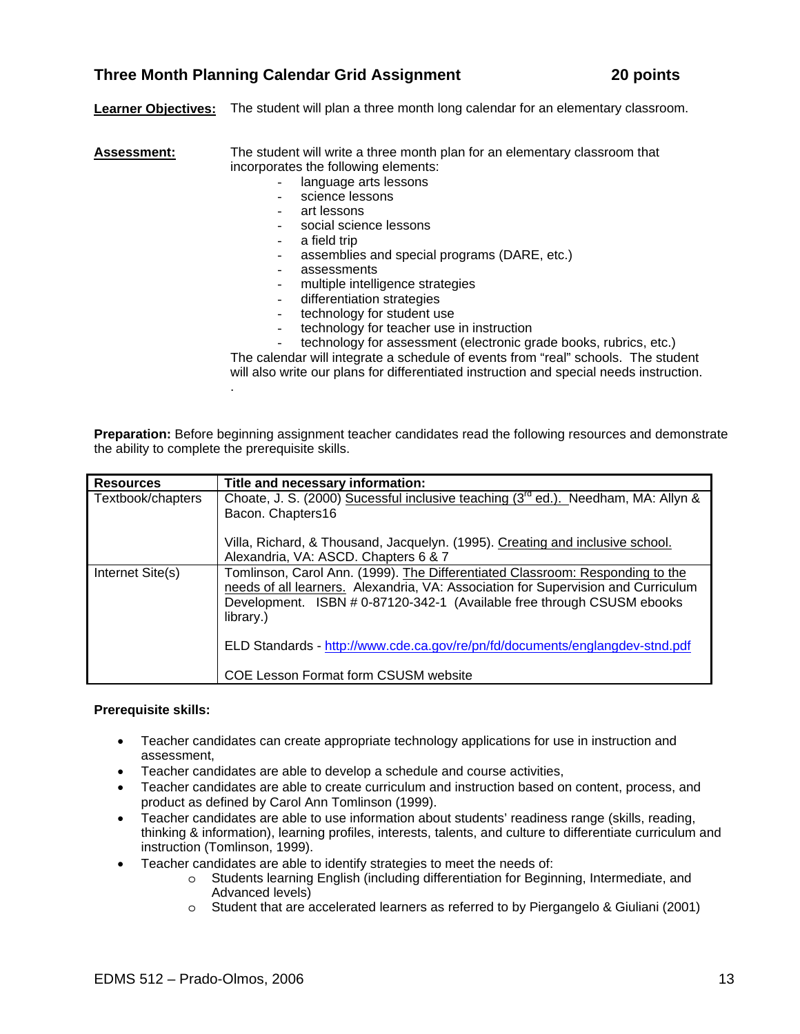## Three Month Planning Calendar Grid Assignment — 20 points

**Learner Objectives:** The student will plan a three month long calendar for an elementary classroom.

**Assessment:** The student will write a three month plan for an elementary classroom that incorporates the following elements:

- language arts lessons
- science lessons
- art lessons
- social science lessons
- a field trip
- assemblies and special programs (DARE, etc.)
- assessments
- multiple intelligence strategies
- differentiation strategies
- technology for student use
- technology for teacher use in instruction
- technology for assessment (electronic grade books, rubrics, etc.)

The calendar will integrate a schedule of events from "real" schools. The student will also write our plans for differentiated instruction and special needs instruction.
.

**Preparation:** Before beginning assignment teacher candidates read the following resources and demonstrate the ability to complete the prerequisite skills.

| Resources | Title and necessary information: |
|---|---|
| Textbook/chapters | Choate, J. S. (2000) Sucessful inclusive teaching (3rd ed.). Needham, MA: Allyn & Bacon. Chapters16<br><br>Villa, Richard, & Thousand, Jacquelyn. (1995). Creating and inclusive school. Alexandria, VA: ASCD. Chapters 6 & 7 |
| Internet Site(s) | Tomlinson, Carol Ann. (1999). The Differentiated Classroom: Responding to the needs of all learners. Alexandria, VA: Association for Supervision and Curriculum Development. ISBN # 0-87120-342-1 (Available free through CSUSM ebooks library.)<br><br>ELD Standards - http://www.cde.ca.gov/re/pn/fd/documents/englangdev-stnd.pdf<br><br>COE Lesson Format form CSUSM website |

**Prerequisite skills:**

- Teacher candidates can create appropriate technology applications for use in instruction and assessment,
- Teacher candidates are able to develop a schedule and course activities,
- Teacher candidates are able to create curriculum and instruction based on content, process, and product as defined by Carol Ann Tomlinson (1999).
- Teacher candidates are able to use information about students' readiness range (skills, reading, thinking & information), learning profiles, interests, talents, and culture to differentiate curriculum and instruction (Tomlinson, 1999).
- Teacher candidates are able to identify strategies to meet the needs of:
  - Students learning English (including differentiation for Beginning, Intermediate, and Advanced levels)
  - Student that are accelerated learners as referred to by Piergangelo & Giuliani (2001)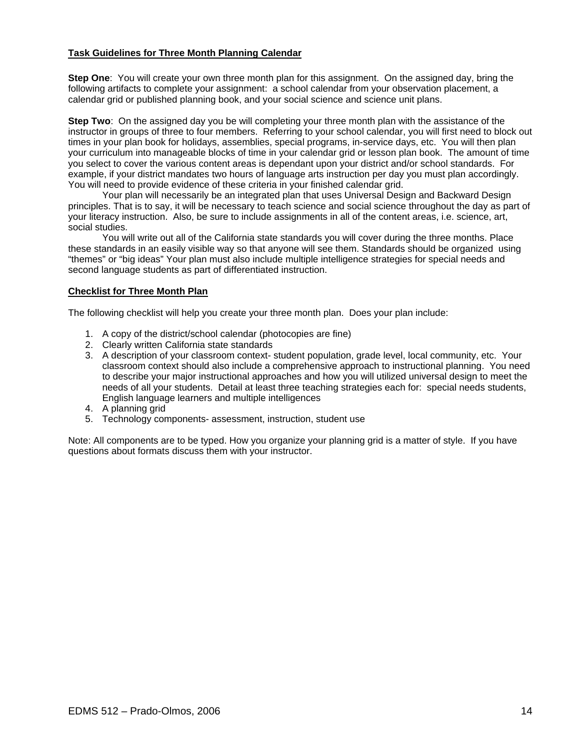**Task Guidelines for Three Month Planning Calendar**

**Step One**: You will create your own three month plan for this assignment. On the assigned day, bring the following artifacts to complete your assignment: a school calendar from your observation placement, a calendar grid or published planning book, and your social science and science unit plans.

**Step Two**: On the assigned day you be will completing your three month plan with the assistance of the instructor in groups of three to four members. Referring to your school calendar, you will first need to block out times in your plan book for holidays, assemblies, special programs, in-service days, etc. You will then plan your curriculum into manageable blocks of time in your calendar grid or lesson plan book. The amount of time you select to cover the various content areas is dependant upon your district and/or school standards. For example, if your district mandates two hours of language arts instruction per day you must plan accordingly. You will need to provide evidence of these criteria in your finished calendar grid.

Your plan will necessarily be an integrated plan that uses Universal Design and Backward Design principles. That is to say, it will be necessary to teach science and social science throughout the day as part of your literacy instruction. Also, be sure to include assignments in all of the content areas, i.e. science, art, social studies.

You will write out all of the California state standards you will cover during the three months. Place these standards in an easily visible way so that anyone will see them. Standards should be organized using "themes" or "big ideas" Your plan must also include multiple intelligence strategies for special needs and second language students as part of differentiated instruction.

**Checklist for Three Month Plan**

The following checklist will help you create your three month plan. Does your plan include:

1. A copy of the district/school calendar (photocopies are fine)
2. Clearly written California state standards
3. A description of your classroom context- student population, grade level, local community, etc. Your classroom context should also include a comprehensive approach to instructional planning. You need to describe your major instructional approaches and how you will utilized universal design to meet the needs of all your students. Detail at least three teaching strategies each for: special needs students, English language learners and multiple intelligences
4. A planning grid
5. Technology components- assessment, instruction, student use

Note: All components are to be typed. How you organize your planning grid is a matter of style. If you have questions about formats discuss them with your instructor.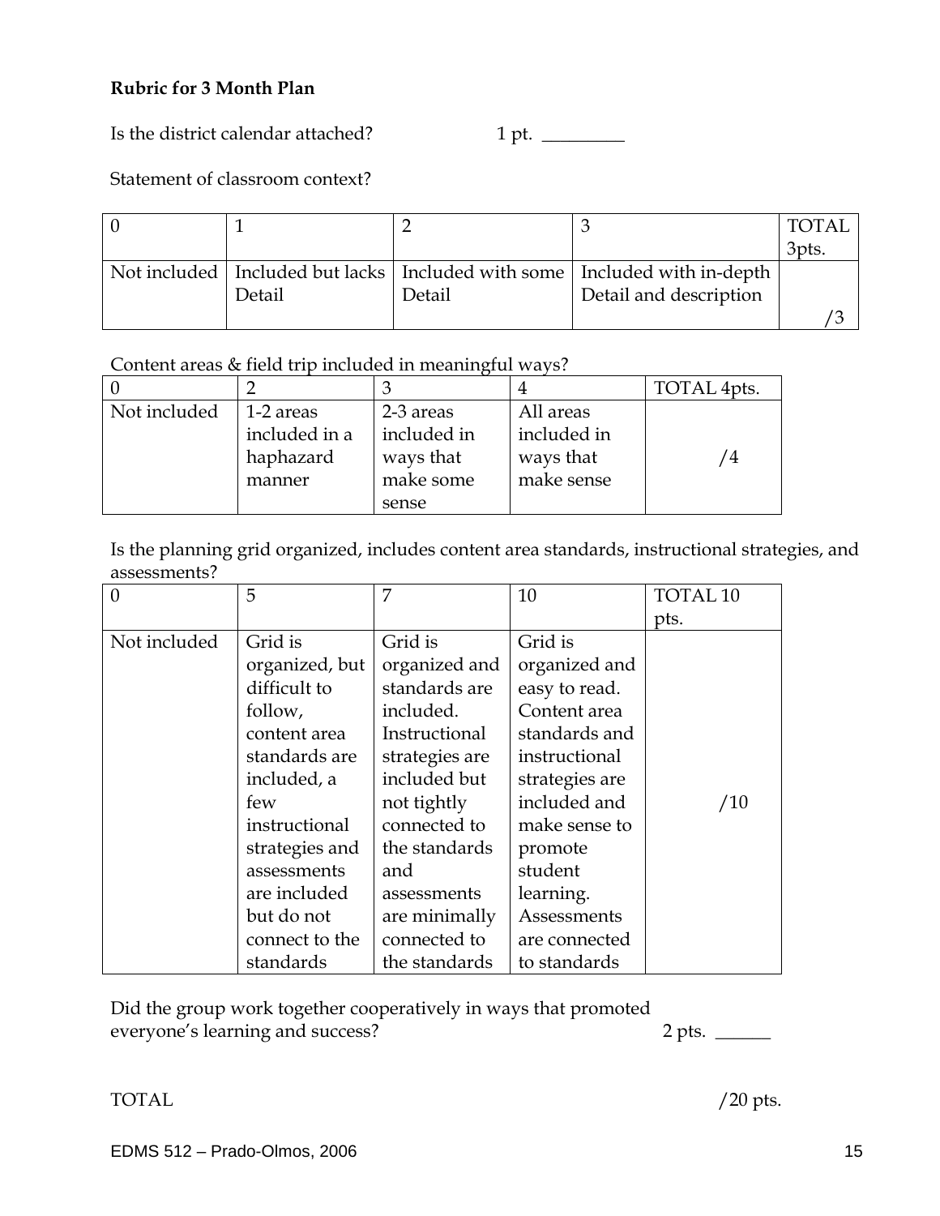**Rubric for 3 Month Plan**

Is the district calendar attached? 1 pt. _________

Statement of classroom context?

| 0 | 1 | 2 | 3 | TOTAL 3pts. |
|---|---|---|---|---|
| Not included | Included but lacks Detail | Included with some Detail | Included with in-depth Detail and description | /3 |

Content areas & field trip included in meaningful ways?

| 0 | 2 | 3 | 4 | TOTAL 4pts. |
|---|---|---|---|---|
| Not included | 1-2 areas included in a haphazard manner | 2-3 areas included in ways that make some sense | All areas included in ways that make sense | /4 |

Is the planning grid organized, includes content area standards, instructional strategies, and assessments?

| 0 | 5 | 7 | 10 | TOTAL 10 pts. |
|---|---|---|---|---|
| Not included | Grid is organized, but difficult to follow, content area standards are included, a few instructional strategies and assessments are included but do not connect to the standards | Grid is organized and standards are included. Instructional strategies are included but not tightly connected to the standards and assessments are minimally connected to the standards | Grid is organized and easy to read. Content area standards and instructional strategies are included and make sense to promote student learning. Assessments are connected to standards | /10 |

Did the group work together cooperatively in ways that promoted everyone's learning and success? 2 pts. ______

TOTAL /20 pts.

EDMS 512 – Prado-Olmos, 2006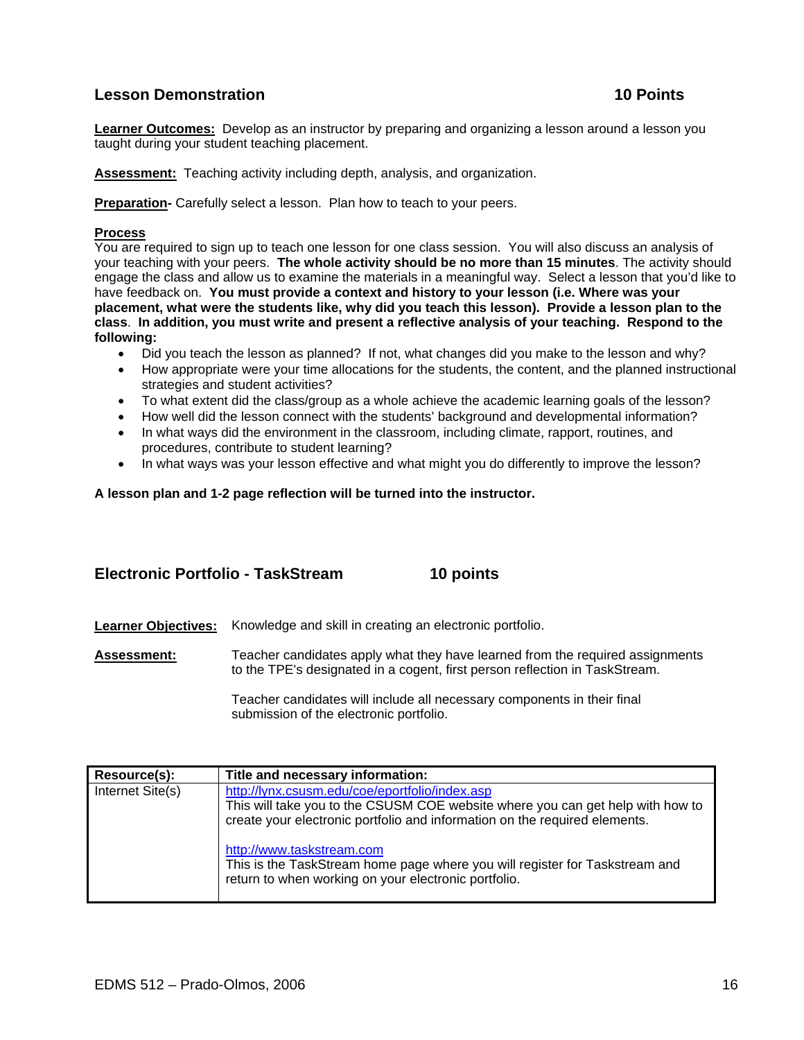## Lesson Demonstration 10 Points

**Learner Outcomes:** Develop as an instructor by preparing and organizing a lesson around a lesson you taught during your student teaching placement.

**Assessment:** Teaching activity including depth, analysis, and organization.

**Preparation-** Carefully select a lesson. Plan how to teach to your peers.

**Process**
You are required to sign up to teach one lesson for one class session. You will also discuss an analysis of your teaching with your peers. **The whole activity should be no more than 15 minutes**. The activity should engage the class and allow us to examine the materials in a meaningful way. Select a lesson that you'd like to have feedback on. **You must provide a context and history to your lesson (i.e. Where was your placement, what were the students like, why did you teach this lesson). Provide a lesson plan to the class**. **In addition, you must write and present a reflective analysis of your teaching. Respond to the following:**

- Did you teach the lesson as planned? If not, what changes did you make to the lesson and why?
- How appropriate were your time allocations for the students, the content, and the planned instructional strategies and student activities?
- To what extent did the class/group as a whole achieve the academic learning goals of the lesson?
- How well did the lesson connect with the students' background and developmental information?
- In what ways did the environment in the classroom, including climate, rapport, routines, and procedures, contribute to student learning?
- In what ways was your lesson effective and what might you do differently to improve the lesson?

**A lesson plan and 1-2 page reflection will be turned into the instructor.**

## Electronic Portfolio - TaskStream 10 points

**Learner Objectives:** Knowledge and skill in creating an electronic portfolio.

**Assessment:** Teacher candidates apply what they have learned from the required assignments to the TPE's designated in a cogent, first person reflection in TaskStream.

Teacher candidates will include all necessary components in their final submission of the electronic portfolio.

| Resource(s): | Title and necessary information: |
|---|---|
| Internet Site(s) | http://lynx.csusm.edu/coe/eportfolio/index.asp<br>This will take you to the CSUSM COE website where you can get help with how to create your electronic portfolio and information on the required elements.<br><br>http://www.taskstream.com<br>This is the TaskStream home page where you will register for Taskstream and return to when working on your electronic portfolio. |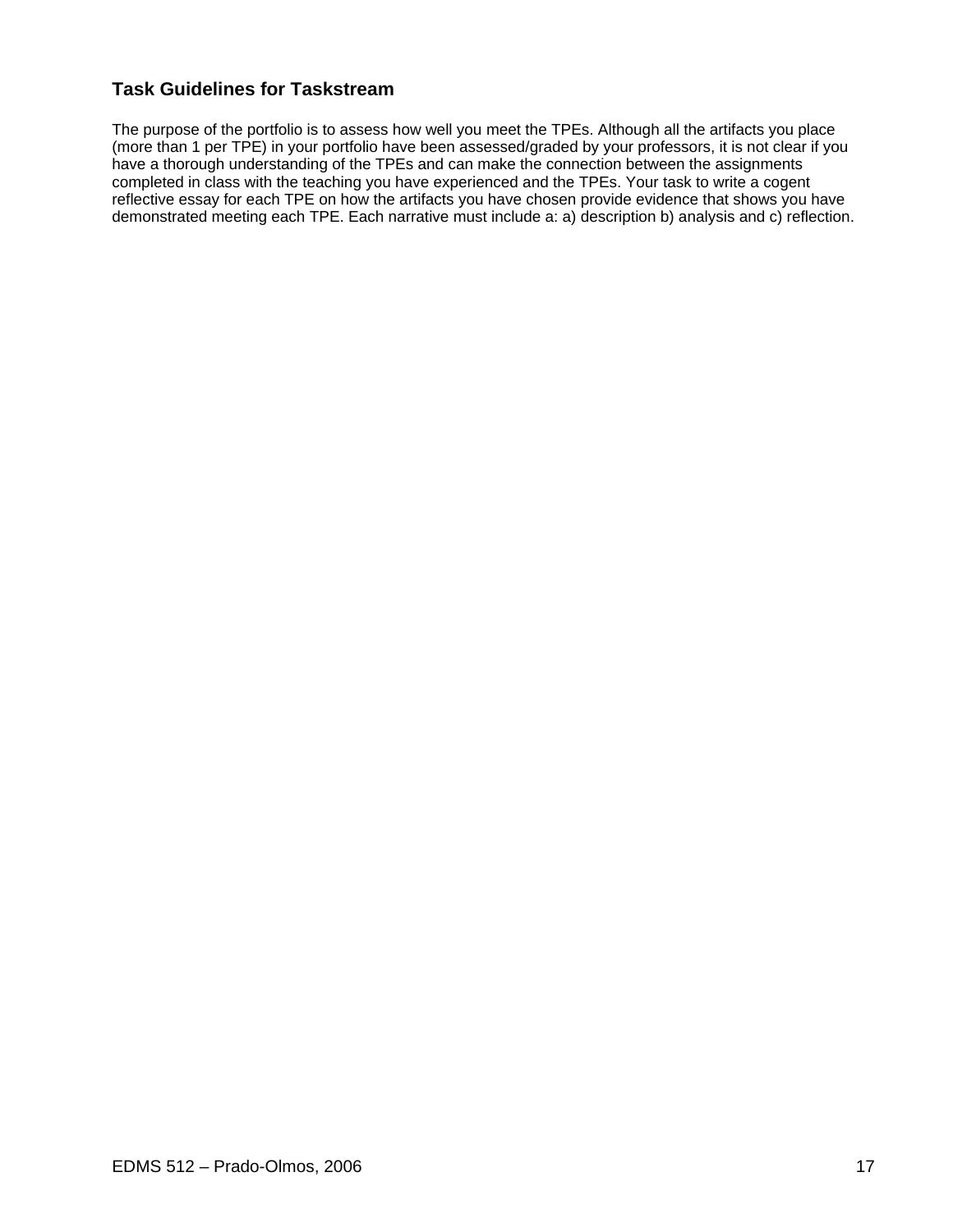### Task Guidelines for Taskstream

The purpose of the portfolio is to assess how well you meet the TPEs. Although all the artifacts you place (more than 1 per TPE) in your portfolio have been assessed/graded by your professors, it is not clear if you have a thorough understanding of the TPEs and can make the connection between the assignments completed in class with the teaching you have experienced and the TPEs. Your task to write a cogent reflective essay for each TPE on how the artifacts you have chosen provide evidence that shows you have demonstrated meeting each TPE. Each narrative must include a: a) description b) analysis and c) reflection.